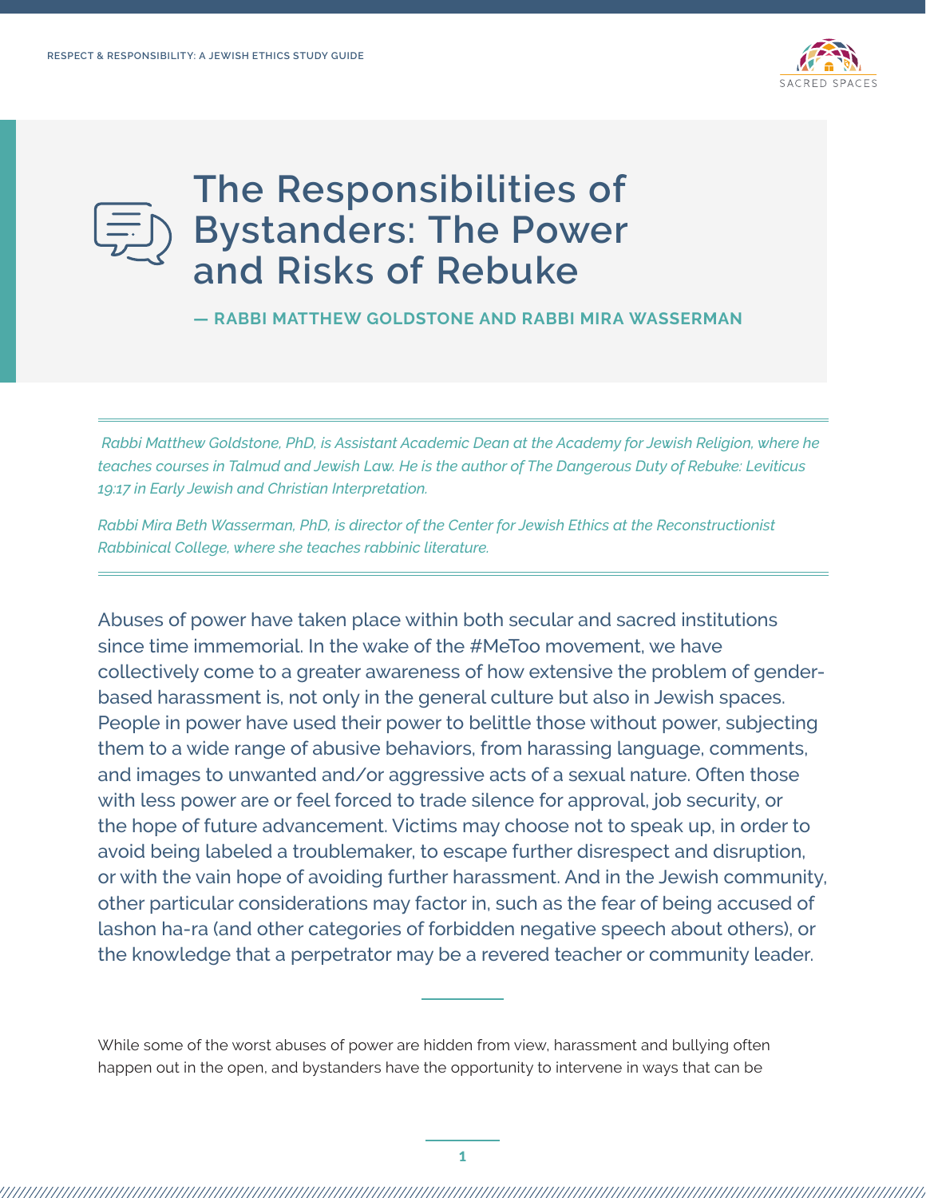# The Responsibilities of Bystanders: The Power and Risks of Rebuke

**— RABBI MATTHEW GOLDSTONE AND RABBI MIRA WASSERMAN**

*Rabbi Matthew Goldstone, PhD, is Assistant Academic Dean at the Academy for Jewish Religion, where he teaches courses in Talmud and Jewish Law. He is the author of The Dangerous Duty of Rebuke: Leviticus 19:17 in Early Jewish and Christian Interpretation.*

*Rabbi Mira Beth Wasserman, PhD, is director of the Center for Jewish Ethics at the Reconstructionist Rabbinical College, where she teaches rabbinic literature.*

Abuses of power have taken place within both secular and sacred institutions since time immemorial. In the wake of the #MeToo movement, we have collectively come to a greater awareness of how extensive the problem of gender-based harassment is, not only in the general culture but also in Jewish spaces. People in power have used their power to belittle those without power, subjecting them to a wide range of abusive behaviors, from harassing language, comments, and images to unwanted and/or aggressive acts of a sexual nature. Often those with less power are or feel forced to trade silence for approval, job security, or the hope of future advancement. Victims may choose not to speak up, in order to avoid being labeled a troublemaker, to escape further disrespect and disruption, or with the vain hope of avoiding further harassment. And in the Jewish community, other particular considerations may factor in, such as the fear of being accused of lashon ha-ra (and other categories of forbidden negative speech about others), or the knowledge that a perpetrator may be a revered teacher or community leader.

While some of the worst abuses of power are hidden from view, harassment and bullying often happen out in the open, and bystanders have the opportunity to intervene in ways that can be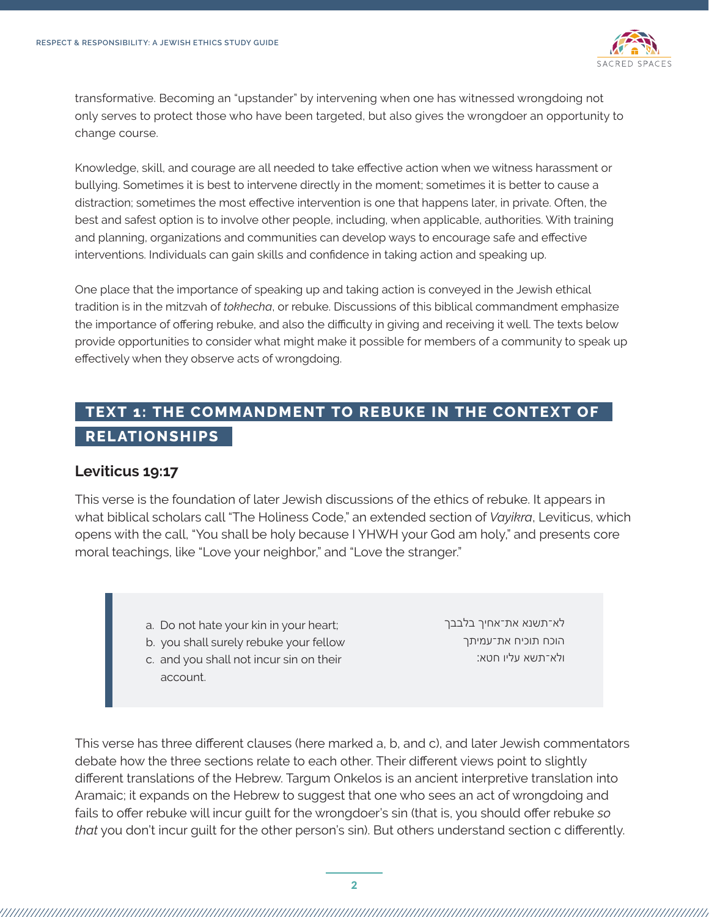transformative. Becoming an "upstander" by intervening when one has witnessed wrongdoing not only serves to protect those who have been targeted, but also gives the wrongdoer an opportunity to change course.

Knowledge, skill, and courage are all needed to take effective action when we witness harassment or bullying. Sometimes it is best to intervene directly in the moment; sometimes it is better to cause a distraction; sometimes the most effective intervention is one that happens later, in private. Often, the best and safest option is to involve other people, including, when applicable, authorities. With training and planning, organizations and communities can develop ways to encourage safe and effective interventions. Individuals can gain skills and confidence in taking action and speaking up.

One place that the importance of speaking up and taking action is conveyed in the Jewish ethical tradition is in the mitzvah of *tokhecha*, or rebuke. Discussions of this biblical commandment emphasize the importance of offering rebuke, and also the difficulty in giving and receiving it well. The texts below provide opportunities to consider what might make it possible for members of a community to speak up effectively when they observe acts of wrongdoing.

## TEXT 1: THE COMMANDMENT TO REBUKE IN THE CONTEXT OF RELATIONSHIPS

### Leviticus 19:17

This verse is the foundation of later Jewish discussions of the ethics of rebuke. It appears in what biblical scholars call "The Holiness Code," an extended section of *Vayikra*, Leviticus, which opens with the call, "You shall be holy because I YHWH your God am holy," and presents core moral teachings, like "Love your neighbor," and "Love the stranger."

> a. Do not hate your kin in your heart;
> b. you shall surely rebuke your fellow
> c. and you shall not incur sin on their account.
>
> לא־תשנא את־אחיך בלבבך
> הוכח תוכיח את־עמיתך
> ולא־תשא עליו חטא:

This verse has three different clauses (here marked a, b, and c), and later Jewish commentators debate how the three sections relate to each other. Their different views point to slightly different translations of the Hebrew. Targum Onkelos is an ancient interpretive translation into Aramaic; it expands on the Hebrew to suggest that one who sees an act of wrongdoing and fails to offer rebuke will incur guilt for the wrongdoer's sin (that is, you should offer rebuke *so that* you don't incur guilt for the other person's sin). But others understand section c differently.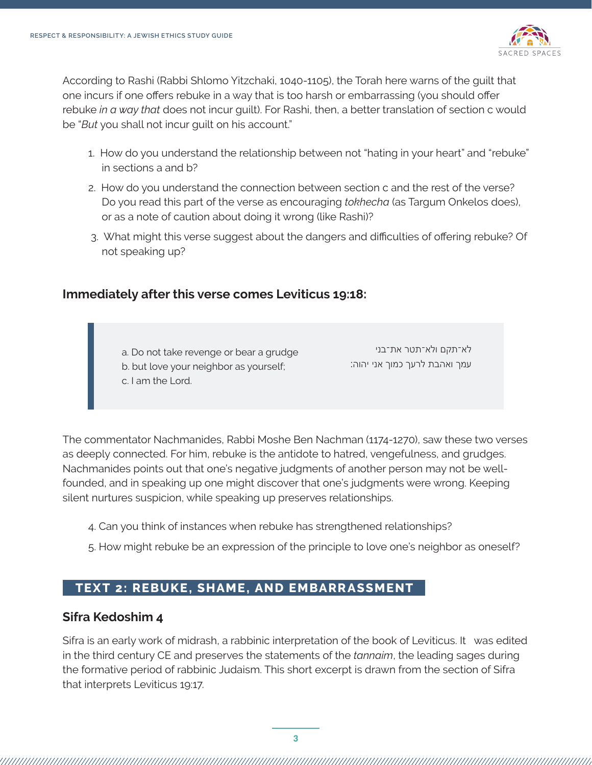According to Rashi (Rabbi Shlomo Yitzchaki, 1040-1105), the Torah here warns of the guilt that one incurs if one offers rebuke in a way that is too harsh or embarrassing (you should offer rebuke *in a way that* does not incur guilt). For Rashi, then, a better translation of section c would be "*But* you shall not incur guilt on his account."

1. How do you understand the relationship between not "hating in your heart" and "rebuke" in sections a and b?
2. How do you understand the connection between section c and the rest of the verse? Do you read this part of the verse as encouraging *tokhecha* (as Targum Onkelos does), or as a note of caution about doing it wrong (like Rashi)?
3. What might this verse suggest about the dangers and difficulties of offering rebuke? Of not speaking up?

### Immediately after this verse comes Leviticus 19:18:

> a. Do not take revenge or bear a grudge
> b. but love your neighbor as yourself;
> c. I am the Lord.
>
> לא־תקם ולא־תטר את־בני
> עמך ואהבת לרעך כמוך אני יהוה:

The commentator Nachmanides, Rabbi Moshe Ben Nachman (1174-1270), saw these two verses as deeply connected. For him, rebuke is the antidote to hatred, vengefulness, and grudges. Nachmanides points out that one's negative judgments of another person may not be well-founded, and in speaking up one might discover that one's judgments were wrong. Keeping silent nurtures suspicion, while speaking up preserves relationships.

4. Can you think of instances when rebuke has strengthened relationships?
5. How might rebuke be an expression of the principle to love one's neighbor as oneself?

## TEXT 2: REBUKE, SHAME, AND EMBARRASSMENT

### Sifra Kedoshim 4

Sifra is an early work of midrash, a rabbinic interpretation of the book of Leviticus. It was edited in the third century CE and preserves the statements of the *tannaim*, the leading sages during the formative period of rabbinic Judaism. This short excerpt is drawn from the section of Sifra that interprets Leviticus 19:17.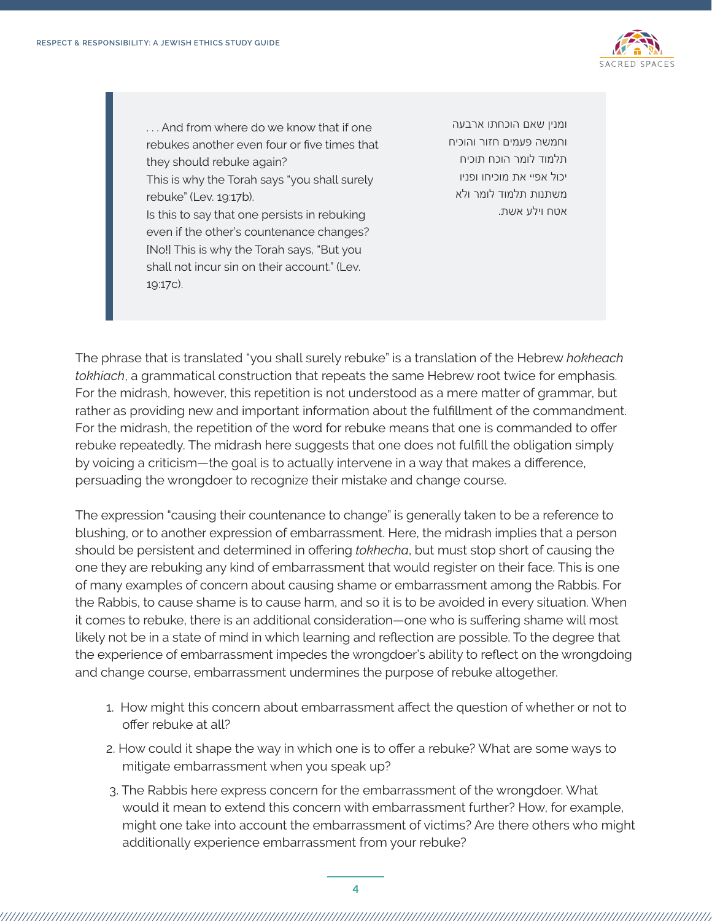> . . . And from where do we know that if one rebukes another even four or five times that they should rebuke again?
> This is why the Torah says "you shall surely rebuke" (Lev. 19:17b).
> Is this to say that one persists in rebuking even if the other's countenance changes? [No!] This is why the Torah says, "But you shall not incur sin on their account." (Lev. 19:17c).

> ומנין שאם הוכחתו ארבעה וחמשה פעמים חזור והוכיח תלמוד לומר הוכח תוכיח יכול אפיי את מוכיחו ופניו משתנות תלמוד לומר ולא אטח וילע אשת.

The phrase that is translated "you shall surely rebuke" is a translation of the Hebrew *hokheach tokhiach*, a grammatical construction that repeats the same Hebrew root twice for emphasis. For the midrash, however, this repetition is not understood as a mere matter of grammar, but rather as providing new and important information about the fulfillment of the commandment. For the midrash, the repetition of the word for rebuke means that one is commanded to offer rebuke repeatedly. The midrash here suggests that one does not fulfill the obligation simply by voicing a criticism—the goal is to actually intervene in a way that makes a difference, persuading the wrongdoer to recognize their mistake and change course.

The expression "causing their countenance to change" is generally taken to be a reference to blushing, or to another expression of embarrassment. Here, the midrash implies that a person should be persistent and determined in offering *tokhecha*, but must stop short of causing the one they are rebuking any kind of embarrassment that would register on their face. This is one of many examples of concern about causing shame or embarrassment among the Rabbis. For the Rabbis, to cause shame is to cause harm, and so it is to be avoided in every situation. When it comes to rebuke, there is an additional consideration—one who is suffering shame will most likely not be in a state of mind in which learning and reflection are possible. To the degree that the experience of embarrassment impedes the wrongdoer's ability to reflect on the wrongdoing and change course, embarrassment undermines the purpose of rebuke altogether.

1. How might this concern about embarrassment affect the question of whether or not to offer rebuke at all?
2. How could it shape the way in which one is to offer a rebuke? What are some ways to mitigate embarrassment when you speak up?
3. The Rabbis here express concern for the embarrassment of the wrongdoer. What would it mean to extend this concern with embarrassment further? How, for example, might one take into account the embarrassment of victims? Are there others who might additionally experience embarrassment from your rebuke?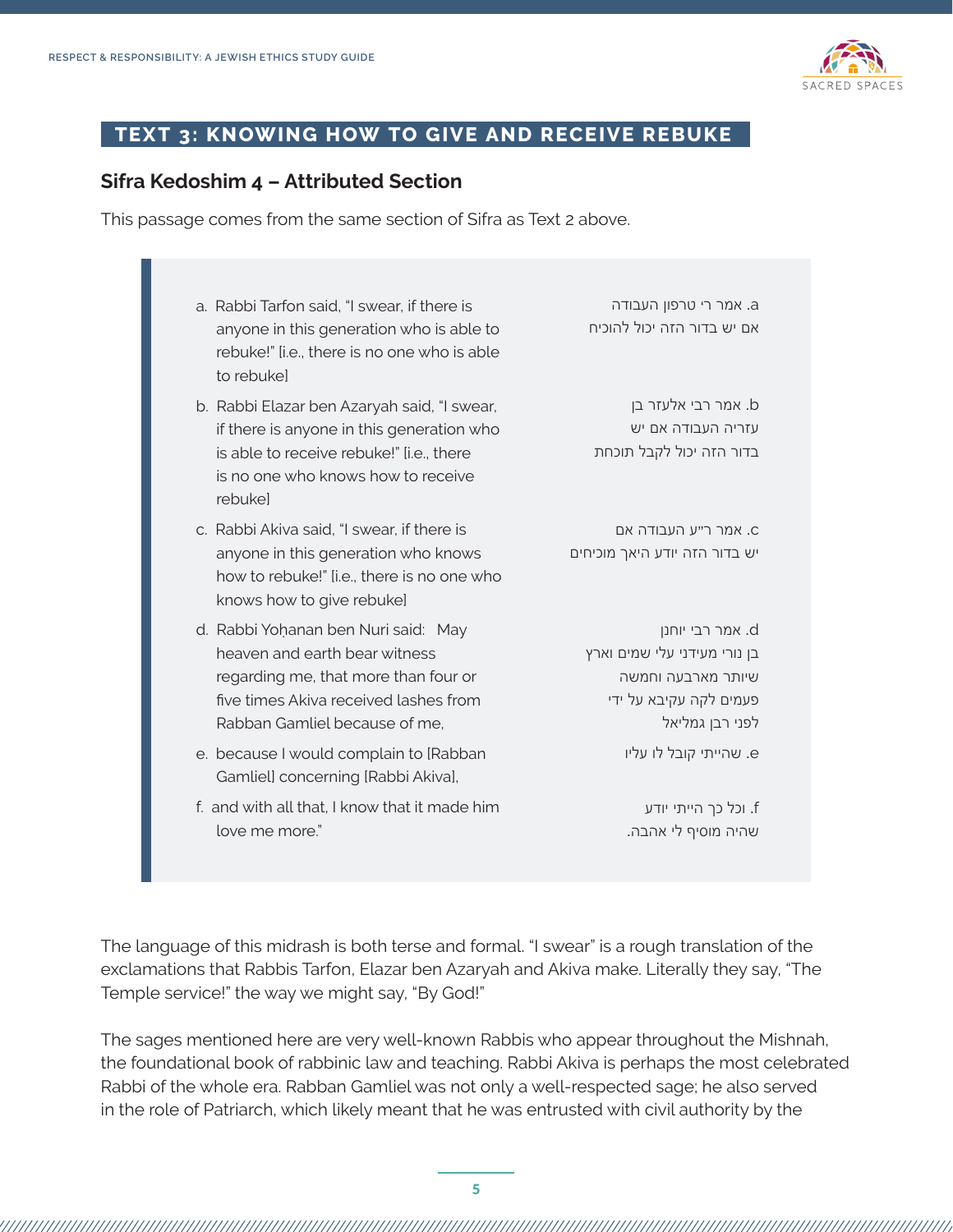## TEXT 3: KNOWING HOW TO GIVE AND RECEIVE REBUKE

### Sifra Kedoshim 4 – Attributed Section

This passage comes from the same section of Sifra as Text 2 above.

| | |
|---|---|
| a. Rabbi Tarfon said, "I swear, if there is anyone in this generation who is able to rebuke!" [i.e., there is no one who is able to rebuke] | a. אמר ר׳ טרפון העבודה אם יש בדור הזה יכול להוכיח |
| b. Rabbi Elazar ben Azaryah said, "I swear, if there is anyone in this generation who is able to receive rebuke!" [i.e., there is no one who knows how to receive rebuke] | b. אמר רבי אלעזר בן עזריה העבודה אם יש בדור הזה יכול לקבל תוכחת |
| c. Rabbi Akiva said, "I swear, if there is anyone in this generation who knows how to rebuke!" [i.e., there is no one who knows how to give rebuke] | c. אמר ר״ע העבודה אם יש בדור הזה יודע היאך מוכיחים |
| d. Rabbi Yoḥanan ben Nuri said: May heaven and earth bear witness regarding me, that more than four or five times Akiva received lashes from Rabban Gamliel because of me, | d. אמר רבי יוחנן בן נורי מעידני עלי שמים וארץ שיותר מארבעה וחמשה פעמים לקה עקיבא על ידי לפני רבן גמליאל |
| e. because I would complain to [Rabban Gamliel] concerning [Rabbi Akiva], | e. שהייתי קובל לו עליו |
| f. and with all that, I know that it made him love me more." | f. וכל כך הייתי יודע שהיה מוסיף לי אהבה. |

The language of this midrash is both terse and formal. "I swear" is a rough translation of the exclamations that Rabbis Tarfon, Elazar ben Azaryah and Akiva make. Literally they say, "The Temple service!" the way we might say, "By God!"

The sages mentioned here are very well-known Rabbis who appear throughout the Mishnah, the foundational book of rabbinic law and teaching. Rabbi Akiva is perhaps the most celebrated Rabbi of the whole era. Rabban Gamliel was not only a well-respected sage; he also served in the role of Patriarch, which likely meant that he was entrusted with civil authority by the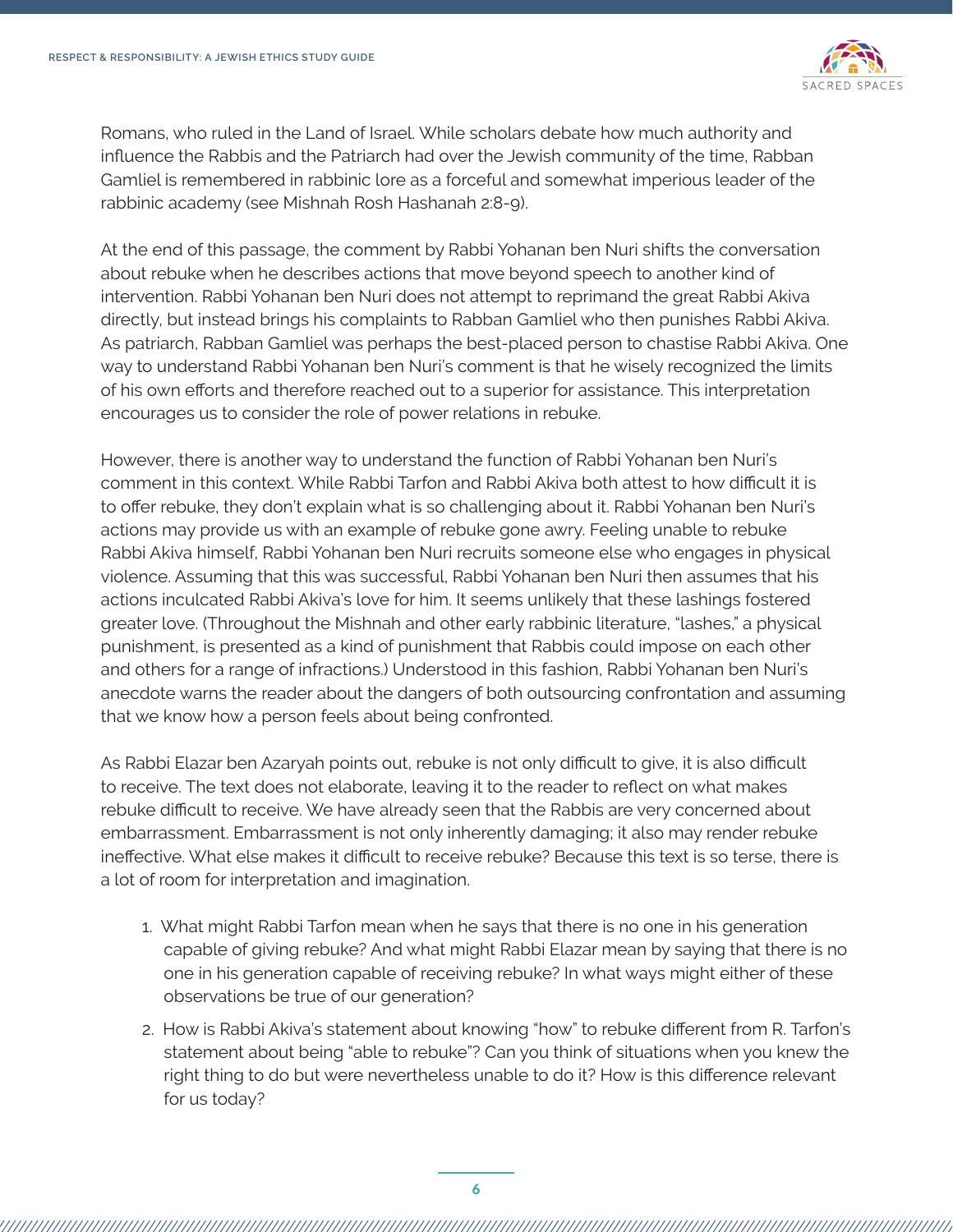Romans, who ruled in the Land of Israel. While scholars debate how much authority and influence the Rabbis and the Patriarch had over the Jewish community of the time, Rabban Gamliel is remembered in rabbinic lore as a forceful and somewhat imperious leader of the rabbinic academy (see Mishnah Rosh Hashanah 2:8-9).

At the end of this passage, the comment by Rabbi Yohanan ben Nuri shifts the conversation about rebuke when he describes actions that move beyond speech to another kind of intervention. Rabbi Yohanan ben Nuri does not attempt to reprimand the great Rabbi Akiva directly, but instead brings his complaints to Rabban Gamliel who then punishes Rabbi Akiva. As patriarch, Rabban Gamliel was perhaps the best-placed person to chastise Rabbi Akiva. One way to understand Rabbi Yohanan ben Nuri's comment is that he wisely recognized the limits of his own efforts and therefore reached out to a superior for assistance. This interpretation encourages us to consider the role of power relations in rebuke.

However, there is another way to understand the function of Rabbi Yohanan ben Nuri's comment in this context. While Rabbi Tarfon and Rabbi Akiva both attest to how difficult it is to offer rebuke, they don't explain what is so challenging about it. Rabbi Yohanan ben Nuri's actions may provide us with an example of rebuke gone awry. Feeling unable to rebuke Rabbi Akiva himself, Rabbi Yohanan ben Nuri recruits someone else who engages in physical violence. Assuming that this was successful, Rabbi Yohanan ben Nuri then assumes that his actions inculcated Rabbi Akiva's love for him. It seems unlikely that these lashings fostered greater love. (Throughout the Mishnah and other early rabbinic literature, "lashes," a physical punishment, is presented as a kind of punishment that Rabbis could impose on each other and others for a range of infractions.) Understood in this fashion, Rabbi Yohanan ben Nuri's anecdote warns the reader about the dangers of both outsourcing confrontation and assuming that we know how a person feels about being confronted.

As Rabbi Elazar ben Azaryah points out, rebuke is not only difficult to give, it is also difficult to receive. The text does not elaborate, leaving it to the reader to reflect on what makes rebuke difficult to receive. We have already seen that the Rabbis are very concerned about embarrassment. Embarrassment is not only inherently damaging; it also may render rebuke ineffective. What else makes it difficult to receive rebuke? Because this text is so terse, there is a lot of room for interpretation and imagination.

1. What might Rabbi Tarfon mean when he says that there is no one in his generation capable of giving rebuke? And what might Rabbi Elazar mean by saying that there is no one in his generation capable of receiving rebuke? In what ways might either of these observations be true of our generation?
2. How is Rabbi Akiva's statement about knowing "how" to rebuke different from R. Tarfon's statement about being "able to rebuke"? Can you think of situations when you knew the right thing to do but were nevertheless unable to do it? How is this difference relevant for us today?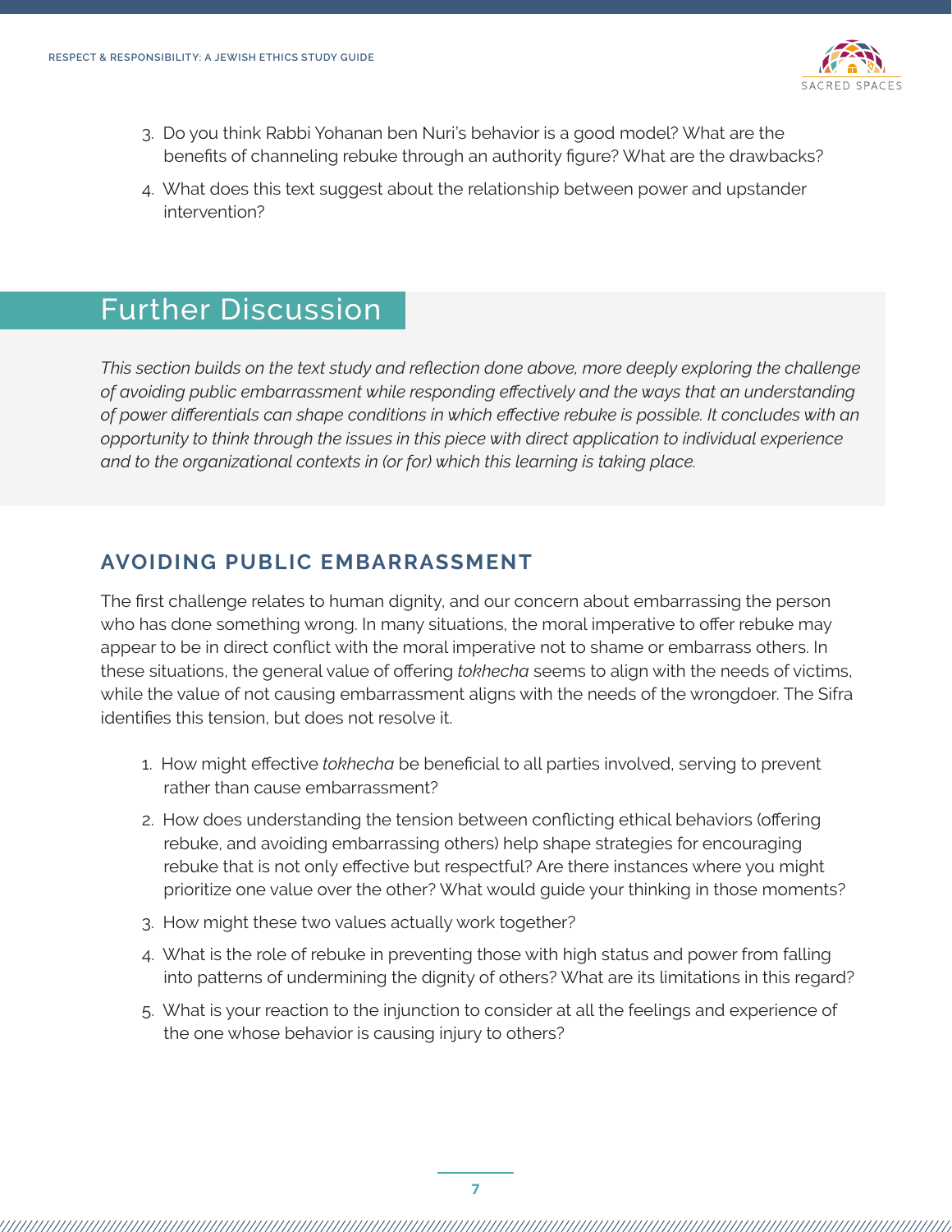3. Do you think Rabbi Yohanan ben Nuri's behavior is a good model? What are the benefits of channeling rebuke through an authority figure? What are the drawbacks?
4. What does this text suggest about the relationship between power and upstander intervention?

## Further Discussion

*This section builds on the text study and reflection done above, more deeply exploring the challenge of avoiding public embarrassment while responding effectively and the ways that an understanding of power differentials can shape conditions in which effective rebuke is possible. It concludes with an opportunity to think through the issues in this piece with direct application to individual experience and to the organizational contexts in (or for) which this learning is taking place.*

### AVOIDING PUBLIC EMBARRASSMENT

The first challenge relates to human dignity, and our concern about embarrassing the person who has done something wrong. In many situations, the moral imperative to offer rebuke may appear to be in direct conflict with the moral imperative not to shame or embarrass others. In these situations, the general value of offering *tokhecha* seems to align with the needs of victims, while the value of not causing embarrassment aligns with the needs of the wrongdoer. The Sifra identifies this tension, but does not resolve it.

1. How might effective *tokhecha* be beneficial to all parties involved, serving to prevent rather than cause embarrassment?
2. How does understanding the tension between conflicting ethical behaviors (offering rebuke, and avoiding embarrassing others) help shape strategies for encouraging rebuke that is not only effective but respectful? Are there instances where you might prioritize one value over the other? What would guide your thinking in those moments?
3. How might these two values actually work together?
4. What is the role of rebuke in preventing those with high status and power from falling into patterns of undermining the dignity of others? What are its limitations in this regard?
5. What is your reaction to the injunction to consider at all the feelings and experience of the one whose behavior is causing injury to others?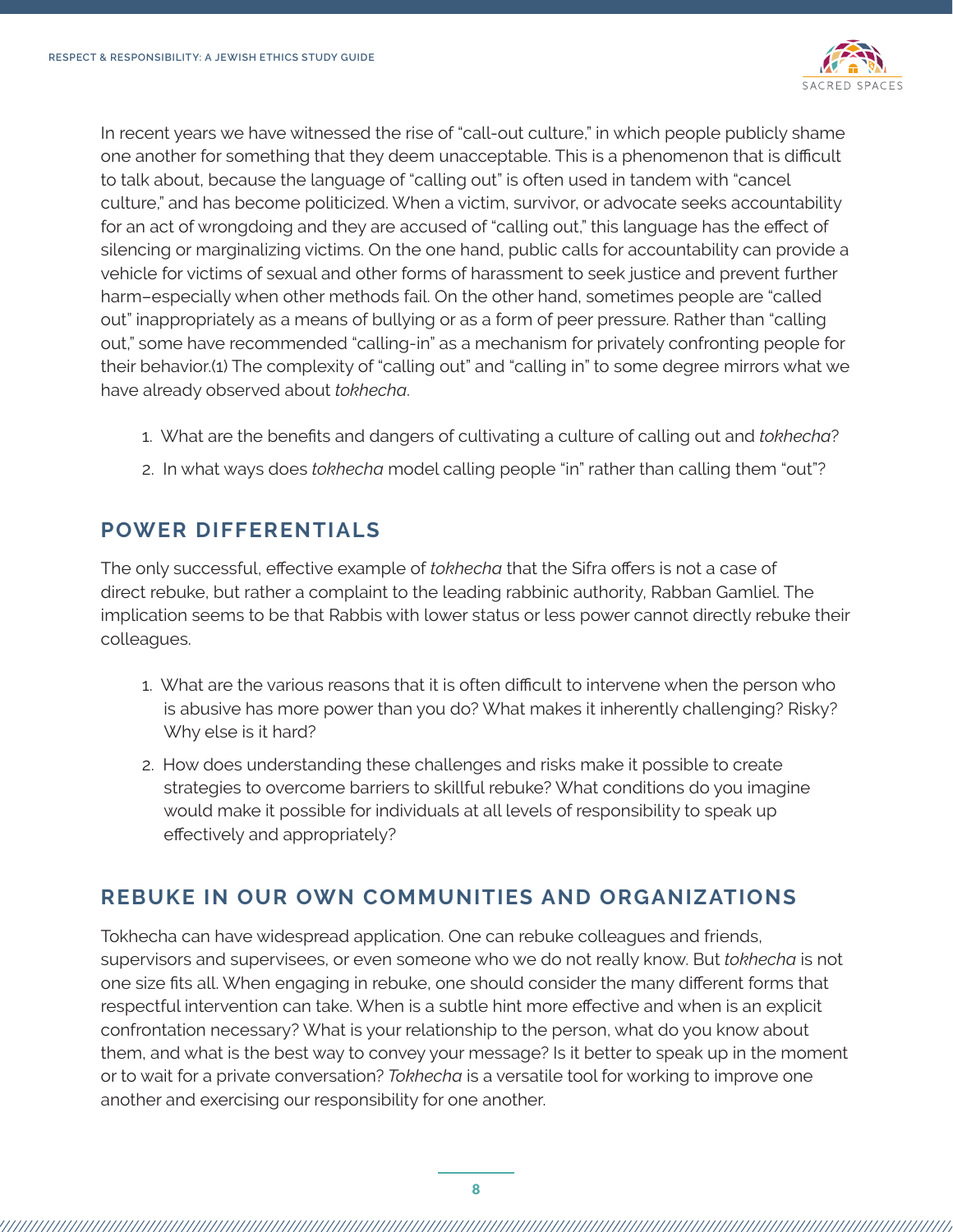In recent years we have witnessed the rise of "call-out culture," in which people publicly shame one another for something that they deem unacceptable. This is a phenomenon that is difficult to talk about, because the language of "calling out" is often used in tandem with "cancel culture," and has become politicized. When a victim, survivor, or advocate seeks accountability for an act of wrongdoing and they are accused of "calling out," this language has the effect of silencing or marginalizing victims. On the one hand, public calls for accountability can provide a vehicle for victims of sexual and other forms of harassment to seek justice and prevent further harm–especially when other methods fail. On the other hand, sometimes people are "called out" inappropriately as a means of bullying or as a form of peer pressure. Rather than "calling out," some have recommended "calling-in" as a mechanism for privately confronting people for their behavior.(1) The complexity of "calling out" and "calling in" to some degree mirrors what we have already observed about *tokhecha*.

1. What are the benefits and dangers of cultivating a culture of calling out and *tokhecha*?
2. In what ways does *tokhecha* model calling people "in" rather than calling them "out"?

## POWER DIFFERENTIALS

The only successful, effective example of *tokhecha* that the Sifra offers is not a case of direct rebuke, but rather a complaint to the leading rabbinic authority, Rabban Gamliel. The implication seems to be that Rabbis with lower status or less power cannot directly rebuke their colleagues.

1. What are the various reasons that it is often difficult to intervene when the person who is abusive has more power than you do? What makes it inherently challenging? Risky? Why else is it hard?
2. How does understanding these challenges and risks make it possible to create strategies to overcome barriers to skillful rebuke? What conditions do you imagine would make it possible for individuals at all levels of responsibility to speak up effectively and appropriately?

## REBUKE IN OUR OWN COMMUNITIES AND ORGANIZATIONS

Tokhecha can have widespread application. One can rebuke colleagues and friends, supervisors and supervisees, or even someone who we do not really know. But *tokhecha* is not one size fits all. When engaging in rebuke, one should consider the many different forms that respectful intervention can take. When is a subtle hint more effective and when is an explicit confrontation necessary? What is your relationship to the person, what do you know about them, and what is the best way to convey your message? Is it better to speak up in the moment or to wait for a private conversation? *Tokhecha* is a versatile tool for working to improve one another and exercising our responsibility for one another.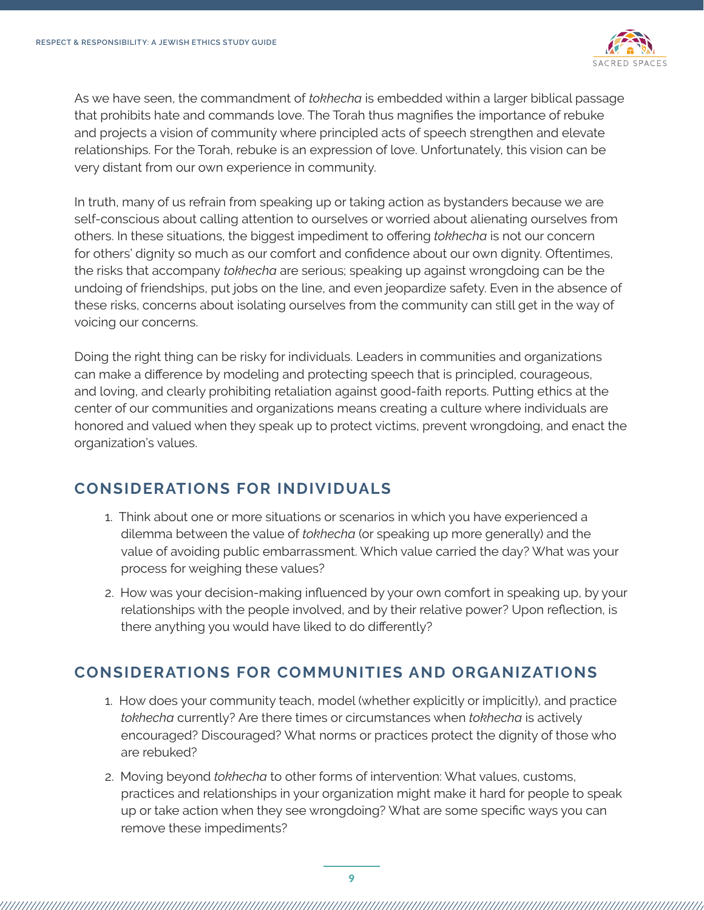As we have seen, the commandment of *tokhecha* is embedded within a larger biblical passage that prohibits hate and commands love. The Torah thus magnifies the importance of rebuke and projects a vision of community where principled acts of speech strengthen and elevate relationships. For the Torah, rebuke is an expression of love. Unfortunately, this vision can be very distant from our own experience in community.

In truth, many of us refrain from speaking up or taking action as bystanders because we are self-conscious about calling attention to ourselves or worried about alienating ourselves from others. In these situations, the biggest impediment to offering *tokhecha* is not our concern for others' dignity so much as our comfort and confidence about our own dignity. Oftentimes, the risks that accompany *tokhecha* are serious; speaking up against wrongdoing can be the undoing of friendships, put jobs on the line, and even jeopardize safety. Even in the absence of these risks, concerns about isolating ourselves from the community can still get in the way of voicing our concerns.

Doing the right thing can be risky for individuals. Leaders in communities and organizations can make a difference by modeling and protecting speech that is principled, courageous, and loving, and clearly prohibiting retaliation against good-faith reports. Putting ethics at the center of our communities and organizations means creating a culture where individuals are honored and valued when they speak up to protect victims, prevent wrongdoing, and enact the organization's values.

## CONSIDERATIONS FOR INDIVIDUALS

1. Think about one or more situations or scenarios in which you have experienced a dilemma between the value of *tokhecha* (or speaking up more generally) and the value of avoiding public embarrassment. Which value carried the day? What was your process for weighing these values?
2. How was your decision-making influenced by your own comfort in speaking up, by your relationships with the people involved, and by their relative power? Upon reflection, is there anything you would have liked to do differently?

## CONSIDERATIONS FOR COMMUNITIES AND ORGANIZATIONS

1. How does your community teach, model (whether explicitly or implicitly), and practice *tokhecha* currently? Are there times or circumstances when *tokhecha* is actively encouraged? Discouraged? What norms or practices protect the dignity of those who are rebuked?
2. Moving beyond *tokhecha* to other forms of intervention: What values, customs, practices and relationships in your organization might make it hard for people to speak up or take action when they see wrongdoing? What are some specific ways you can remove these impediments?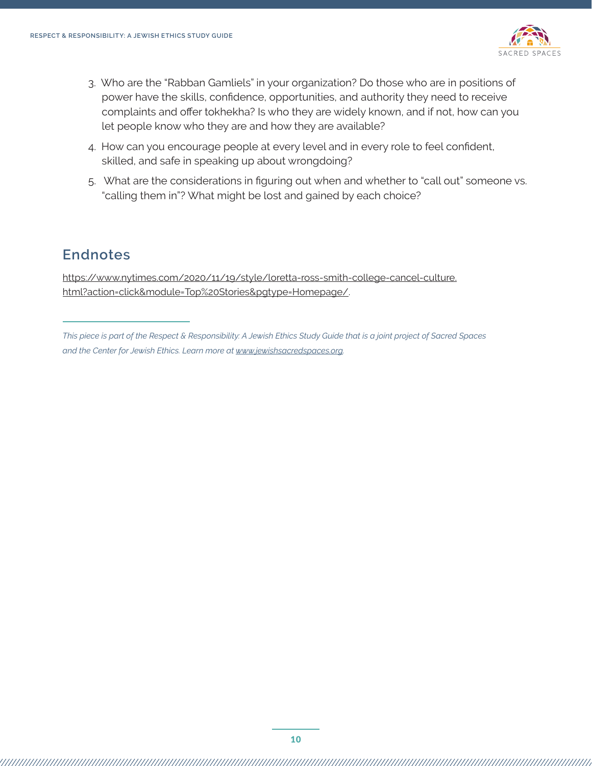3. Who are the "Rabban Gamliels" in your organization? Do those who are in positions of power have the skills, confidence, opportunities, and authority they need to receive complaints and offer tokhekha? Is who they are widely known, and if not, how can you let people know who they are and how they are available?
4. How can you encourage people at every level and in every role to feel confident, skilled, and safe in speaking up about wrongdoing?
5. What are the considerations in figuring out when and whether to "call out" someone vs. "calling them in"? What might be lost and gained by each choice?

## Endnotes

https://www.nytimes.com/2020/11/19/style/loretta-ross-smith-college-cancel-culture.html?action=click&module=Top%20Stories&pgtype=Homepage/.

---

*This piece is part of the Respect & Responsibility: A Jewish Ethics Study Guide that is a joint project of Sacred Spaces and the Center for Jewish Ethics. Learn more at www.jewishsacredspaces.org.*